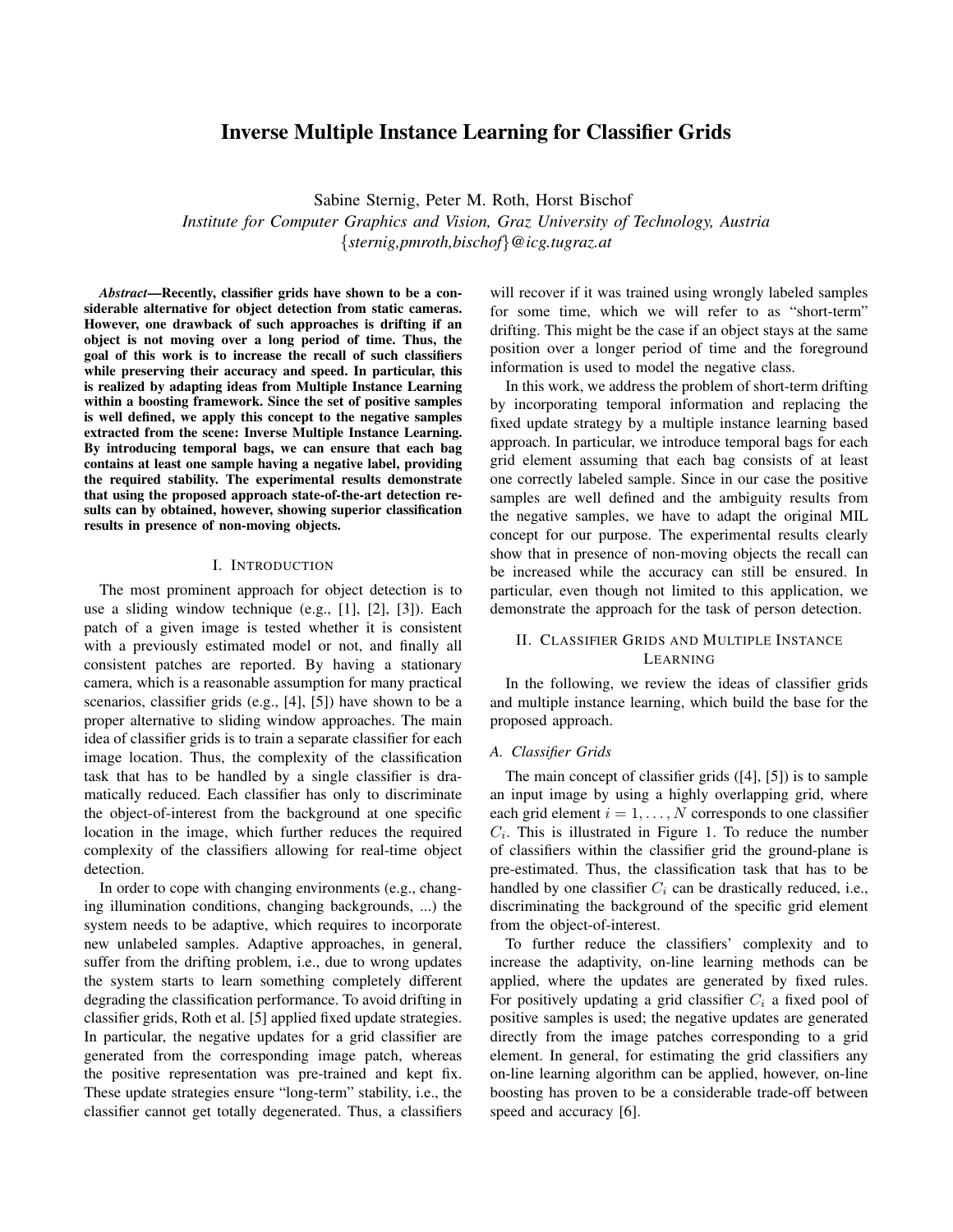# Inverse Multiple Instance Learning for Classifier Grids

Sabine Sternig, Peter M. Roth, Horst Bischof

*Institute for Computer Graphics and Vision, Graz University of Technology, Austria*

{*sternig,pmroth,bischof*}*@icg.tugraz.at*

***Abstract*—Recently, classifier grids have shown to be a considerable alternative for object detection from static cameras. However, one drawback of such approaches is drifting if an object is not moving over a long period of time. Thus, the goal of this work is to increase the recall of such classifiers while preserving their accuracy and speed. In particular, this is realized by adapting ideas from Multiple Instance Learning within a boosting framework. Since the set of positive samples is well defined, we apply this concept to the negative samples extracted from the scene: Inverse Multiple Instance Learning. By introducing temporal bags, we can ensure that each bag contains at least one sample having a negative label, providing the required stability. The experimental results demonstrate that using the proposed approach state-of-the-art detection results can by obtained, however, showing superior classification results in presence of non-moving objects.**

## I. Introduction

The most prominent approach for object detection is to use a sliding window technique (e.g., [1], [2], [3]). Each patch of a given image is tested whether it is consistent with a previously estimated model or not, and finally all consistent patches are reported. By having a stationary camera, which is a reasonable assumption for many practical scenarios, classifier grids (e.g., [4], [5]) have shown to be a proper alternative to sliding window approaches. The main idea of classifier grids is to train a separate classifier for each image location. Thus, the complexity of the classification task that has to be handled by a single classifier is dramatically reduced. Each classifier has only to discriminate the object-of-interest from the background at one specific location in the image, which further reduces the required complexity of the classifiers allowing for real-time object detection.

In order to cope with changing environments (e.g., changing illumination conditions, changing backgrounds, ...) the system needs to be adaptive, which requires to incorporate new unlabeled samples. Adaptive approaches, in general, suffer from the drifting problem, i.e., due to wrong updates the system starts to learn something completely different degrading the classification performance. To avoid drifting in classifier grids, Roth et al. [5] applied fixed update strategies. In particular, the negative updates for a grid classifier are generated from the corresponding image patch, whereas the positive representation was pre-trained and kept fix. These update strategies ensure "long-term" stability, i.e., the classifier cannot get totally degenerated. Thus, a classifiers will recover if it was trained using wrongly labeled samples for some time, which we will refer to as "short-term" drifting. This might be the case if an object stays at the same position over a longer period of time and the foreground information is used to model the negative class.

In this work, we address the problem of short-term drifting by incorporating temporal information and replacing the fixed update strategy by a multiple instance learning based approach. In particular, we introduce temporal bags for each grid element assuming that each bag consists of at least one correctly labeled sample. Since in our case the positive samples are well defined and the ambiguity results from the negative samples, we have to adapt the original MIL concept for our purpose. The experimental results clearly show that in presence of non-moving objects the recall can be increased while the accuracy can still be ensured. In particular, even though not limited to this application, we demonstrate the approach for the task of person detection.

## II. Classifier Grids and Multiple Instance Learning

In the following, we review the ideas of classifier grids and multiple instance learning, which build the base for the proposed approach.

### A. Classifier Grids

The main concept of classifier grids ([4], [5]) is to sample an input image by using a highly overlapping grid, where each grid element $i = 1, \ldots, N$ corresponds to one classifier $C_i$. This is illustrated in Figure 1. To reduce the number of classifiers within the classifier grid the ground-plane is pre-estimated. Thus, the classification task that has to be handled by one classifier $C_i$ can be drastically reduced, i.e., discriminating the background of the specific grid element from the object-of-interest.

To further reduce the classifiers' complexity and to increase the adaptivity, on-line learning methods can be applied, where the updates are generated by fixed rules. For positively updating a grid classifier $C_i$ a fixed pool of positive samples is used; the negative updates are generated directly from the image patches corresponding to a grid element. In general, for estimating the grid classifiers any on-line learning algorithm can be applied, however, on-line boosting has proven to be a considerable trade-off between speed and accuracy [6].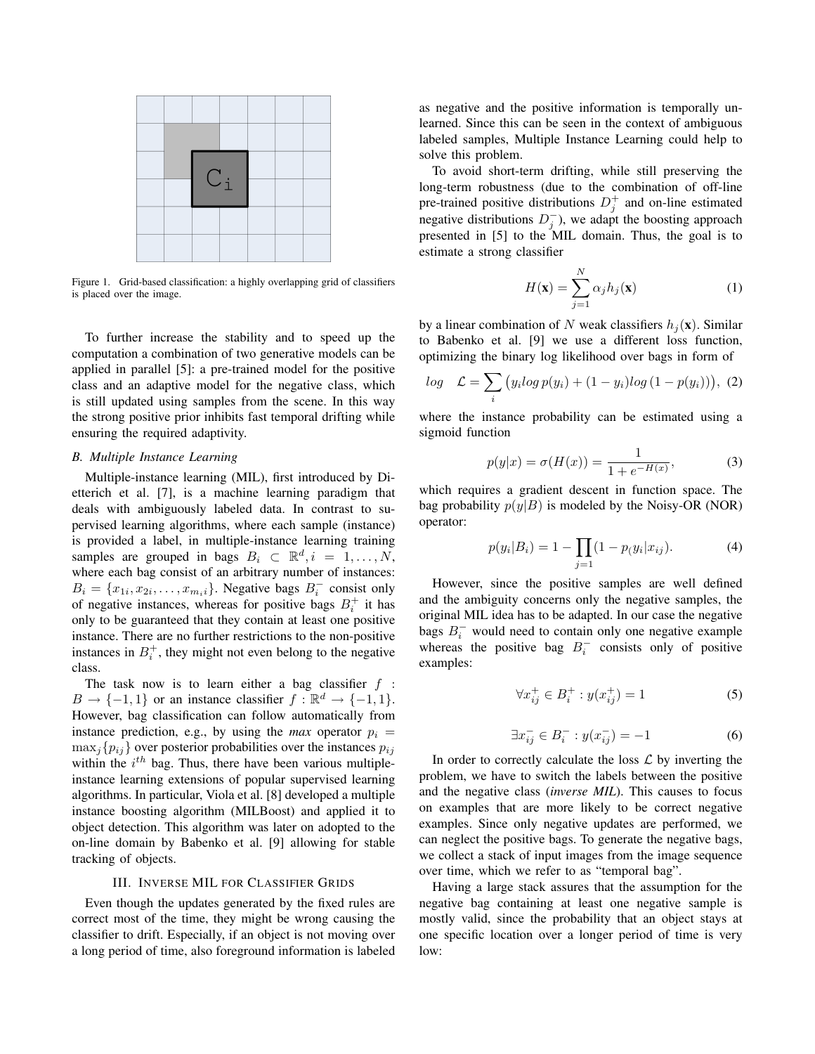Figure 1. Grid-based classification: a highly overlapping grid of classifiers is placed over the image.

To further increase the stability and to speed up the computation a combination of two generative models can be applied in parallel [5]: a pre-trained model for the positive class and an adaptive model for the negative class, which is still updated using samples from the scene. In this way the strong positive prior inhibits fast temporal drifting while ensuring the required adaptivity.

### B. Multiple Instance Learning

Multiple-instance learning (MIL), first introduced by Dietterich et al. [7], is a machine learning paradigm that deals with ambiguously labeled data. In contrast to supervised learning algorithms, where each sample (instance) is provided a label, in multiple-instance learning training samples are grouped in bags $B_i \subset \mathbb{R}^d, i = 1, \ldots, N$, where each bag consist of an arbitrary number of instances: $B_i = \{x_{1i}, x_{2i}, \ldots, x_{m_i i}\}$. Negative bags $B_i^-$ consist only of negative instances, whereas for positive bags $B_i^+$ it has only to be guaranteed that they contain at least one positive instance. There are no further restrictions to the non-positive instances in $B_i^+$, they might not even belong to the negative class.

The task now is to learn either a bag classifier $f : B \rightarrow \{-1, 1\}$ or an instance classifier $f : \mathbb{R}^d \rightarrow \{-1, 1\}$. However, bag classification can follow automatically from instance prediction, e.g., by using the *max* operator $p_i = \max_j\{p_{ij}\}$ over posterior probabilities over the instances $p_{ij}$ within the $i^{th}$ bag. Thus, there have been various multiple-instance learning extensions of popular supervised learning algorithms. In particular, Viola et al. [8] developed a multiple instance boosting algorithm (MILBoost) and applied it to object detection. This algorithm was later on adopted to the on-line domain by Babenko et al. [9] allowing for stable tracking of objects.

## III. Inverse MIL for Classifier Grids

Even though the updates generated by the fixed rules are correct most of the time, they might be wrong causing the classifier to drift. Especially, if an object is not moving over a long period of time, also foreground information is labeled as negative and the positive information is temporally unlearned. Since this can be seen in the context of ambiguous labeled samples, Multiple Instance Learning could help to solve this problem.

To avoid short-term drifting, while still preserving the long-term robustness (due to the combination of off-line pre-trained positive distributions $D_j^+$ and on-line estimated negative distributions $D_j^-$), we adapt the boosting approach presented in [5] to the MIL domain. Thus, the goal is to estimate a strong classifier

$$H(\mathbf{x}) = \sum_{j=1}^{N} \alpha_j h_j(\mathbf{x}) \tag{1}$$

by a linear combination of $N$ weak classifiers $h_j(\mathbf{x})$. Similar to Babenko et al. [9] we use a different loss function, optimizing the binary log likelihood over bags in form of

$$log \quad \mathcal{L} = \sum_i \left( y_i log\, p(y_i) + (1 - y_i) log\left(1 - p(y_i)\right)\right), \tag{2}$$

where the instance probability can be estimated using a sigmoid function

$$p(y|x) = \sigma(H(x)) = \frac{1}{1 + e^{-H(x)}}, \tag{3}$$

which requires a gradient descent in function space. The bag probability $p(y|B)$ is modeled by the Noisy-OR (NOR) operator:

$$p(y_i|B_i) = 1 - \prod_{j=1} (1 - p_(y_i|x_{ij}). \tag{4}$$

However, since the positive samples are well defined and the ambiguity concerns only the negative samples, the original MIL idea has to be adapted. In our case the negative bags $B_i^-$ would need to contain only one negative example whereas the positive bag $B_i^-$ consists only of positive examples:

$$\forall x_{ij}^+ \in B_i^+ : y(x_{ij}^+) = 1 \tag{5}$$

$$\exists x_{ij}^- \in B_i^- : y(x_{ij}^-) = -1 \tag{6}$$

In order to correctly calculate the loss $\mathcal{L}$ by inverting the problem, we have to switch the labels between the positive and the negative class (*inverse MIL*). This causes to focus on examples that are more likely to be correct negative examples. Since only negative updates are performed, we can neglect the positive bags. To generate the negative bags, we collect a stack of input images from the image sequence over time, which we refer to as "temporal bag".

Having a large stack assures that the assumption for the negative bag containing at least one negative sample is mostly valid, since the probability that an object stays at one specific location over a longer period of time is very low: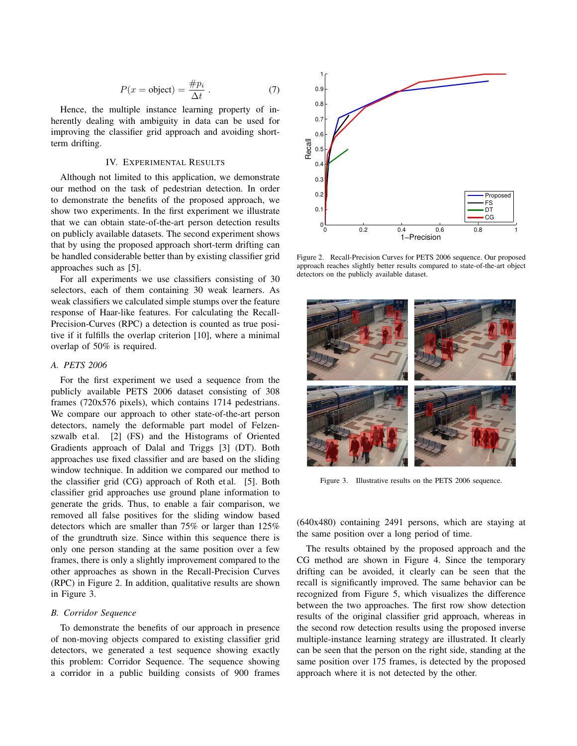$$P(x = \text{object}) = \frac{\#p_i}{\Delta t} . \tag{7}$$

Hence, the multiple instance learning property of inherently dealing with ambiguity in data can be used for improving the classifier grid approach and avoiding short-term drifting.

## IV. Experimental Results

Although not limited to this application, we demonstrate our method on the task of pedestrian detection. In order to demonstrate the benefits of the proposed approach, we show two experiments. In the first experiment we illustrate that we can obtain state-of-the-art person detection results on publicly available datasets. The second experiment shows that by using the proposed approach short-term drifting can be handled considerable better than by existing classifier grid approaches such as [5].

For all experiments we use classifiers consisting of 30 selectors, each of them containing 30 weak learners. As weak classifiers we calculated simple stumps over the feature response of Haar-like features. For calculating the Recall-Precision-Curves (RPC) a detection is counted as true positive if it fulfills the overlap criterion [10], where a minimal overlap of 50% is required.

### A. PETS 2006

For the first experiment we used a sequence from the publicly available PETS 2006 dataset consisting of 308 frames (720x576 pixels), which contains 1714 pedestrians. We compare our approach to other state-of-the-art person detectors, namely the deformable part model of Felzenszwalb et al. [2] (FS) and the Histograms of Oriented Gradients approach of Dalal and Triggs [3] (DT). Both approaches use fixed classifier and are based on the sliding window technique. In addition we compared our method to the classifier grid (CG) approach of Roth et al. [5]. Both classifier grid approaches use ground plane information to generate the grids. Thus, to enable a fair comparison, we removed all false positives for the sliding window based detectors which are smaller than 75% or larger than 125% of the grundtruth size. Since within this sequence there is only one person standing at the same position over a few frames, there is only a slightly improvement compared to the other approaches as shown in the Recall-Precision Curves (RPC) in Figure 2. In addition, qualitative results are shown in Figure 3.

Figure 2. Recall-Precision Curves for PETS 2006 sequence. Our proposed approach reaches slightly better results compared to state-of-the-art object detectors on the publicly available dataset.

Figure 3. Illustrative results on the PETS 2006 sequence.

### B. Corridor Sequence

To demonstrate the benefits of our approach in presence of non-moving objects compared to existing classifier grid detectors, we generated a test sequence showing exactly this problem: Corridor Sequence. The sequence showing a corridor in a public building consists of 900 frames (640x480) containing 2491 persons, which are staying at the same position over a long period of time.

The results obtained by the proposed approach and the CG method are shown in Figure 4. Since the temporary drifting can be avoided, it clearly can be seen that the recall is significantly improved. The same behavior can be recognized from Figure 5, which visualizes the difference between the two approaches. The first row show detection results of the original classifier grid approach, whereas in the second row detection results using the proposed inverse multiple-instance learning strategy are illustrated. It clearly can be seen that the person on the right side, standing at the same position over 175 frames, is detected by the proposed approach where it is not detected by the other.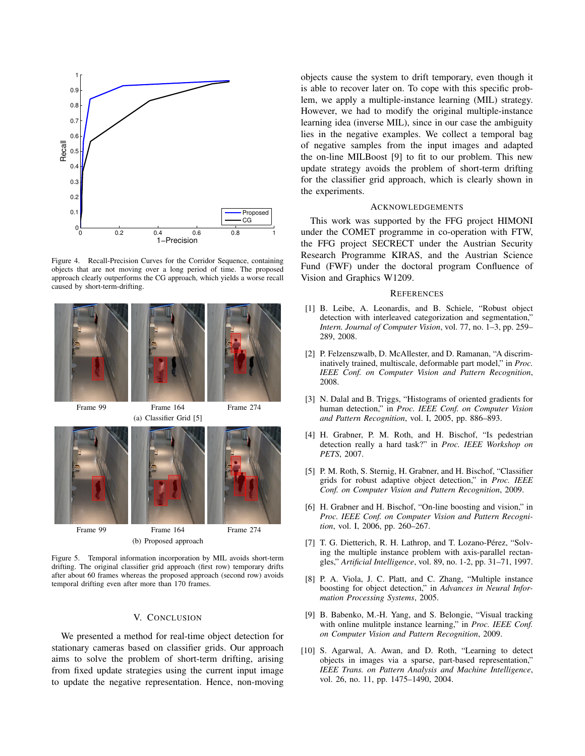1
0.9
0.8
0.7
0.6
0.5
0.4
0.3
0.2
0.1
0
Recall
0
0.2
0.4
0.6
0.8
1
1−Precision
Proposed
CG

Figure 4. Recall-Precision Curves for the Corridor Sequence, containing objects that are not moving over a long period of time. The proposed approach clearly outperforms the CG approach, which yields a worse recall caused by short-term-drifting.

Frame 99 Frame 164 Frame 274

(a) Classifier Grid [5]

Frame 99 Frame 164 Frame 274

(b) Proposed approach

Figure 5. Temporal information incorporation by MIL avoids short-term drifting. The original classifier grid approach (first row) temporary drifts after about 60 frames whereas the proposed approach (second row) avoids temporal drifting even after more than 170 frames.

## V. Conclusion

We presented a method for real-time object detection for stationary cameras based on classifier grids. Our approach aims to solve the problem of short-term drifting, arising from fixed update strategies using the current input image to update the negative representation. Hence, non-moving objects cause the system to drift temporary, even though it is able to recover later on. To cope with this specific problem, we apply a multiple-instance learning (MIL) strategy. However, we had to modify the original multiple-instance learning idea (inverse MIL), since in our case the ambiguity lies in the negative examples. We collect a temporal bag of negative samples from the input images and adapted the on-line MILBoost [9] to fit to our problem. This new update strategy avoids the problem of short-term drifting for the classifier grid approach, which is clearly shown in the experiments.

## Acknowledgements

This work was supported by the FFG project HIMONI under the COMET programme in co-operation with FTW, the FFG project SECRECT under the Austrian Security Research Programme KIRAS, and the Austrian Science Fund (FWF) under the doctoral program Confluence of Vision and Graphics W1209.

## References

[1] B. Leibe, A. Leonardis, and B. Schiele, "Robust object detection with interleaved categorization and segmentation," *Intern. Journal of Computer Vision*, vol. 77, no. 1–3, pp. 259–289, 2008.

[2] P. Felzenszwalb, D. McAllester, and D. Ramanan, "A discriminatively trained, multiscale, deformable part model," in *Proc. IEEE Conf. on Computer Vision and Pattern Recognition*, 2008.

[3] N. Dalal and B. Triggs, "Histograms of oriented gradients for human detection," in *Proc. IEEE Conf. on Computer Vision and Pattern Recognition*, vol. I, 2005, pp. 886–893.

[4] H. Grabner, P. M. Roth, and H. Bischof, "Is pedestrian detection really a hard task?" in *Proc. IEEE Workshop on PETS*, 2007.

[5] P. M. Roth, S. Sternig, H. Grabner, and H. Bischof, "Classifier grids for robust adaptive object detection," in *Proc. IEEE Conf. on Computer Vision and Pattern Recognition*, 2009.

[6] H. Grabner and H. Bischof, "On-line boosting and vision," in *Proc. IEEE Conf. on Computer Vision and Pattern Recognition*, vol. I, 2006, pp. 260–267.

[7] T. G. Dietterich, R. H. Lathrop, and T. Lozano-Pérez, "Solving the multiple instance problem with axis-parallel rectangles," *Artificial Intelligence*, vol. 89, no. 1-2, pp. 31–71, 1997.

[8] P. A. Viola, J. C. Platt, and C. Zhang, "Multiple instance boosting for object detection," in *Advances in Neural Information Processing Systems*, 2005.

[9] B. Babenko, M.-H. Yang, and S. Belongie, "Visual tracking with online mulitple instance learning," in *Proc. IEEE Conf. on Computer Vision and Pattern Recognition*, 2009.

[10] S. Agarwal, A. Awan, and D. Roth, "Learning to detect objects in images via a sparse, part-based representation," *IEEE Trans. on Pattern Analysis and Machine Intelligence*, vol. 26, no. 11, pp. 1475–1490, 2004.